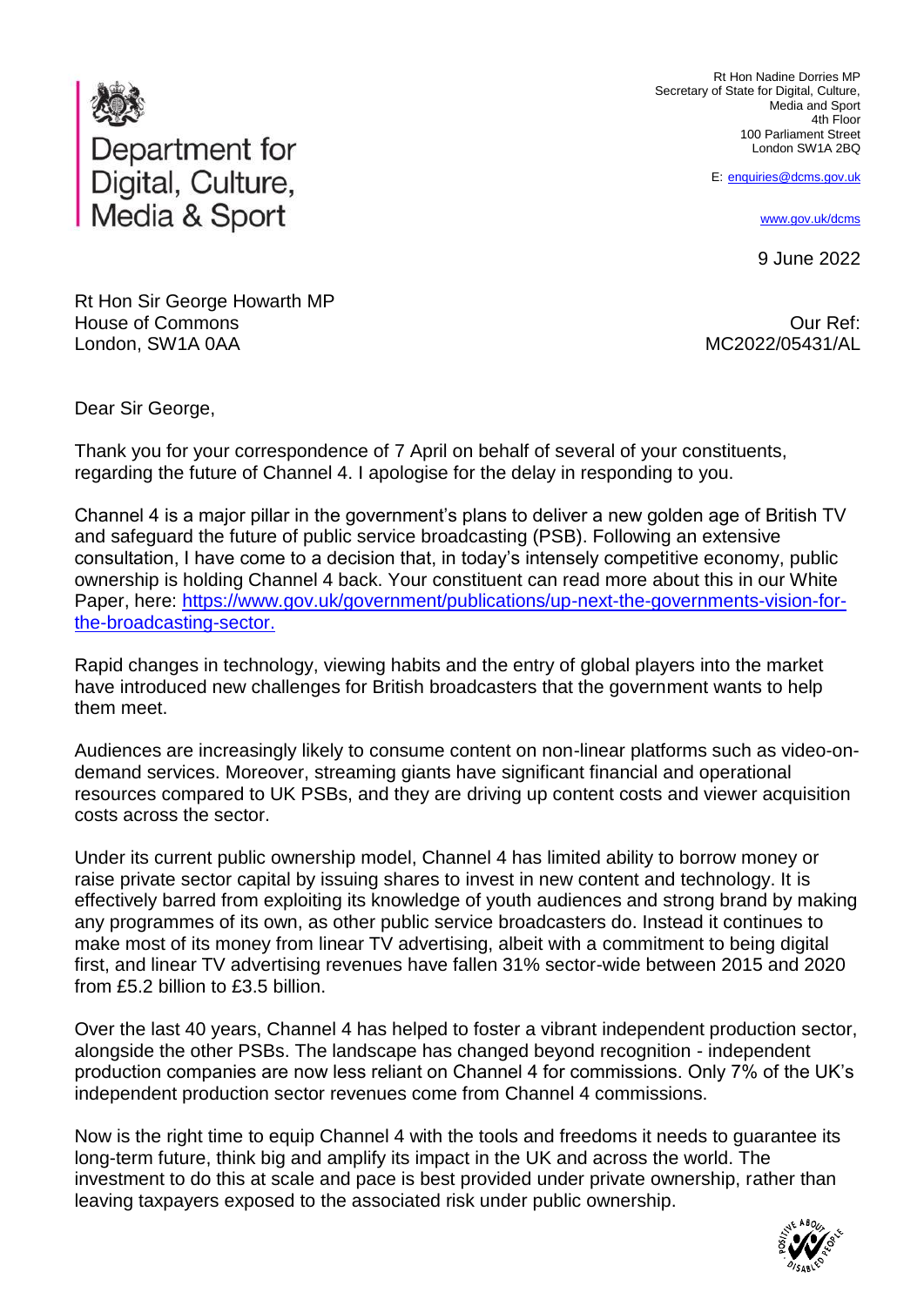Department for Digital, Culture, Media & Sport

Rt Hon Nadine Dorries MP
Secretary of State for Digital, Culture, Media and Sport
4th Floor
100 Parliament Street
London SW1A 2BQ

E: enquiries@dcms.gov.uk

www.gov.uk/dcms

9 June 2022

Rt Hon Sir George Howarth MP
House of Commons
London, SW1A 0AA

Our Ref: MC2022/05431/AL

Dear Sir George,

Thank you for your correspondence of 7 April on behalf of several of your constituents, regarding the future of Channel 4. I apologise for the delay in responding to you.

Channel 4 is a major pillar in the government's plans to deliver a new golden age of British TV and safeguard the future of public service broadcasting (PSB). Following an extensive consultation, I have come to a decision that, in today's intensely competitive economy, public ownership is holding Channel 4 back. Your constituent can read more about this in our White Paper, here: [https://www.gov.uk/government/publications/up-next-the-governments-vision-for-the-broadcasting-sector.](https://www.gov.uk/government/publications/up-next-the-governments-vision-for-the-broadcasting-sector)

Rapid changes in technology, viewing habits and the entry of global players into the market have introduced new challenges for British broadcasters that the government wants to help them meet.

Audiences are increasingly likely to consume content on non-linear platforms such as video-on-demand services. Moreover, streaming giants have significant financial and operational resources compared to UK PSBs, and they are driving up content costs and viewer acquisition costs across the sector.

Under its current public ownership model, Channel 4 has limited ability to borrow money or raise private sector capital by issuing shares to invest in new content and technology. It is effectively barred from exploiting its knowledge of youth audiences and strong brand by making any programmes of its own, as other public service broadcasters do. Instead it continues to make most of its money from linear TV advertising, albeit with a commitment to being digital first, and linear TV advertising revenues have fallen 31% sector-wide between 2015 and 2020 from £5.2 billion to £3.5 billion.

Over the last 40 years, Channel 4 has helped to foster a vibrant independent production sector, alongside the other PSBs. The landscape has changed beyond recognition - independent production companies are now less reliant on Channel 4 for commissions. Only 7% of the UK's independent production sector revenues come from Channel 4 commissions.

Now is the right time to equip Channel 4 with the tools and freedoms it needs to guarantee its long-term future, think big and amplify its impact in the UK and across the world. The investment to do this at scale and pace is best provided under private ownership, rather than leaving taxpayers exposed to the associated risk under public ownership.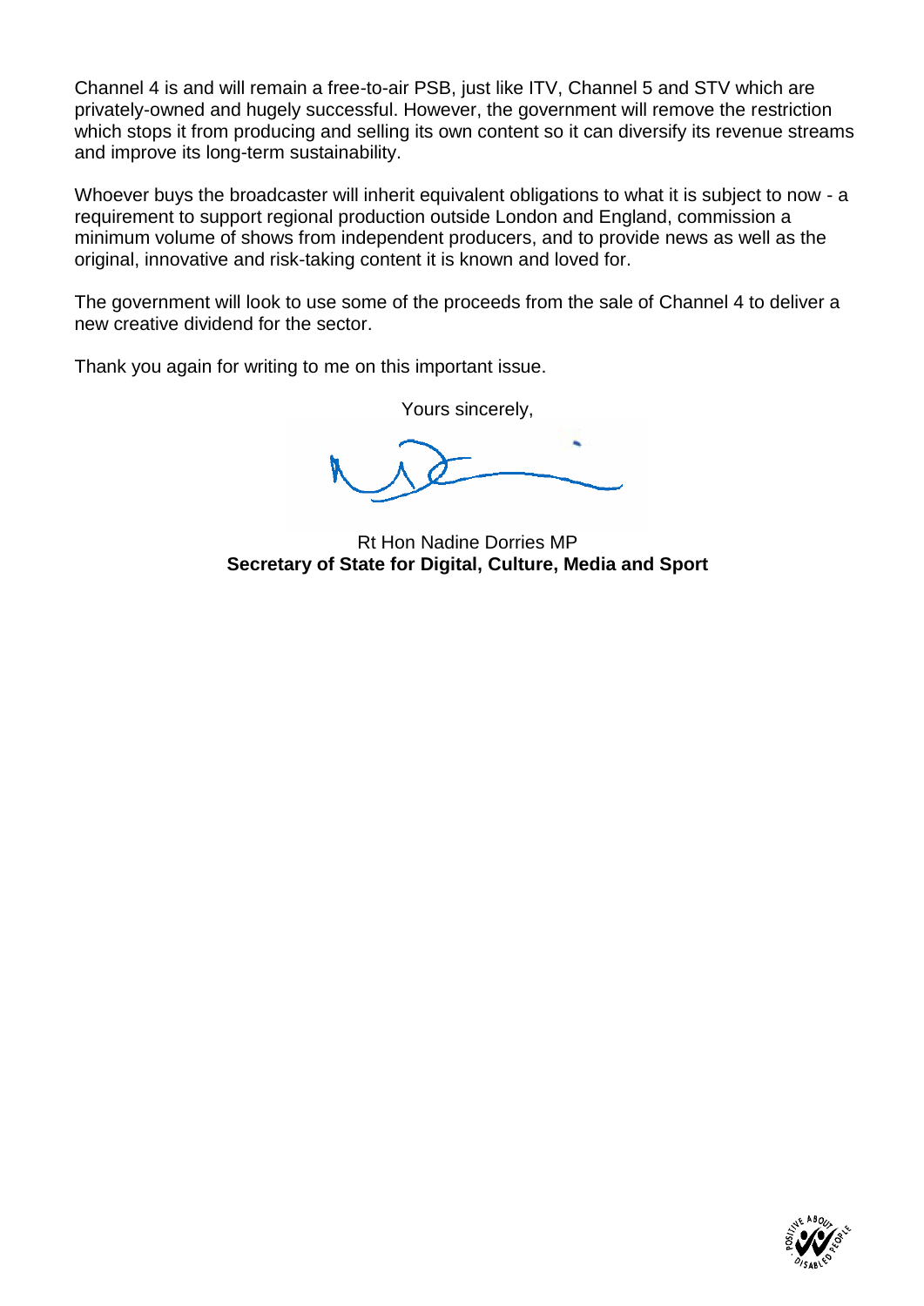Channel 4 is and will remain a free-to-air PSB, just like ITV, Channel 5 and STV which are privately-owned and hugely successful. However, the government will remove the restriction which stops it from producing and selling its own content so it can diversify its revenue streams and improve its long-term sustainability.

Whoever buys the broadcaster will inherit equivalent obligations to what it is subject to now - a requirement to support regional production outside London and England, commission a minimum volume of shows from independent producers, and to provide news as well as the original, innovative and risk-taking content it is known and loved for.

The government will look to use some of the proceeds from the sale of Channel 4 to deliver a new creative dividend for the sector.

Thank you again for writing to me on this important issue.

Yours sincerely,

Rt Hon Nadine Dorries MP
**Secretary of State for Digital, Culture, Media and Sport**